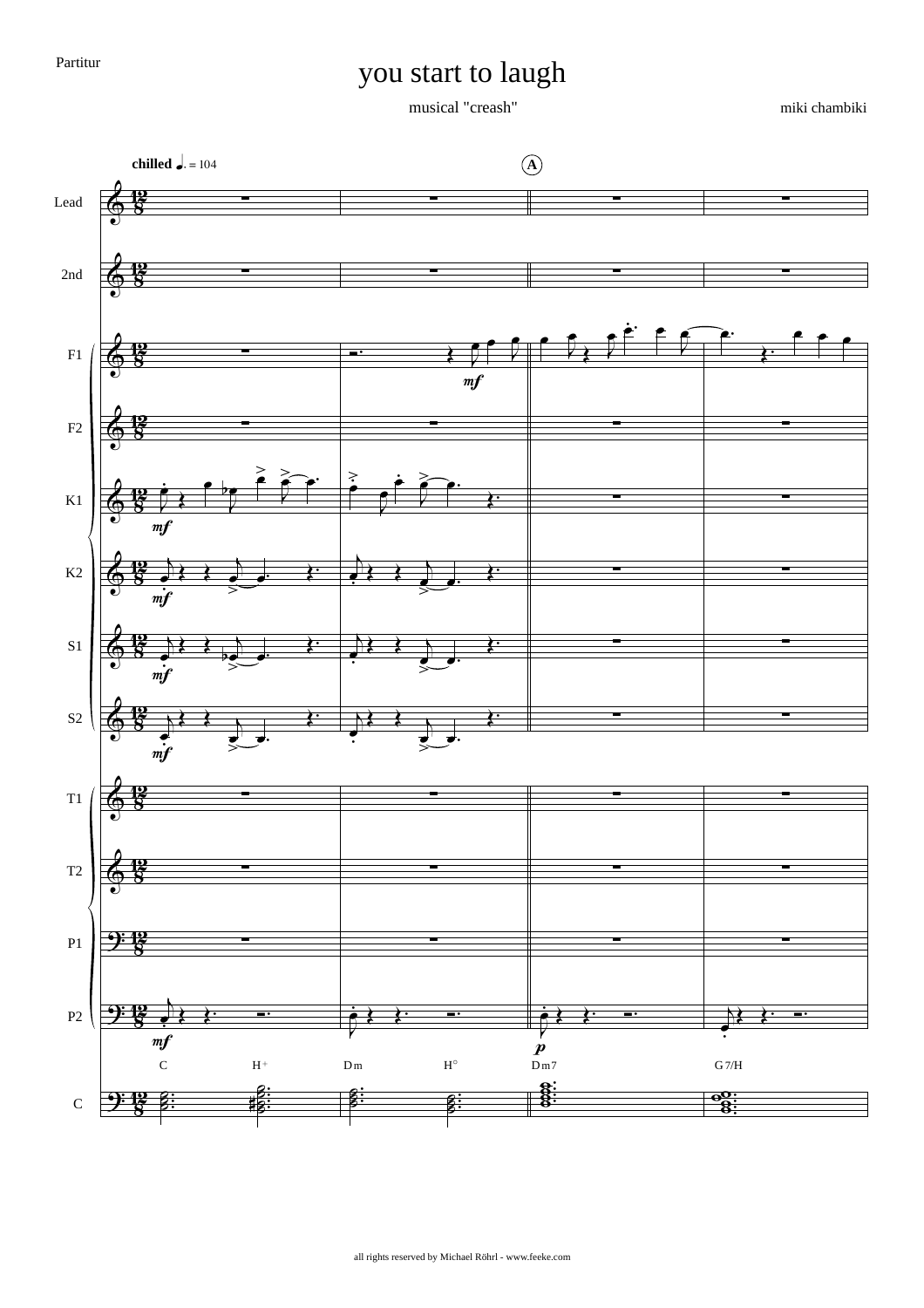Partitur

# you start to laugh

musical "creash"

miki chambiki

all rights reserved by Michael Röhrl - www.feeke.com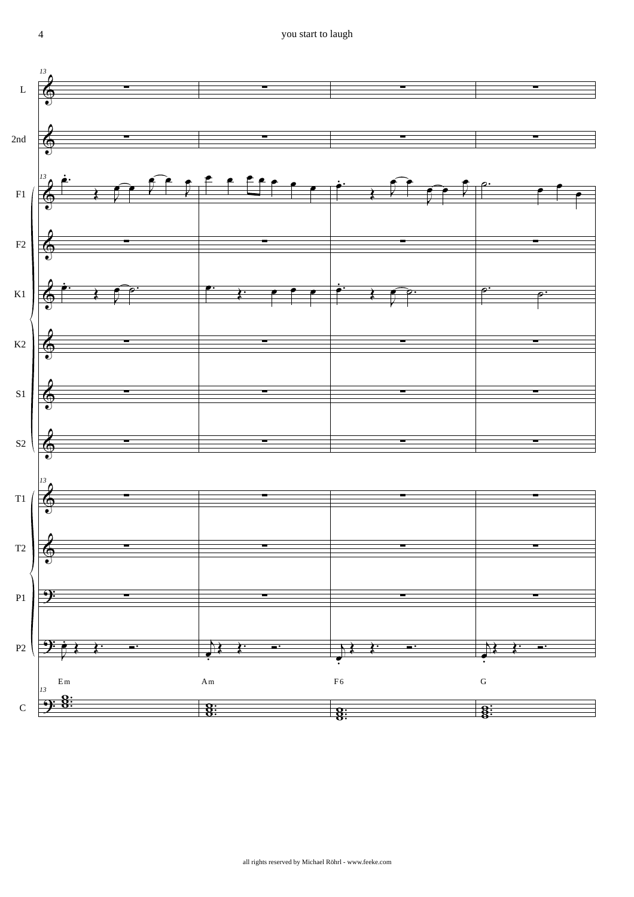L

2nd

F1

F2

K1

K2

S1

S2

T1

T2

P1

P2

Em Am F6 G

C

all rights reserved by Michael Röhrl - www.feeke.com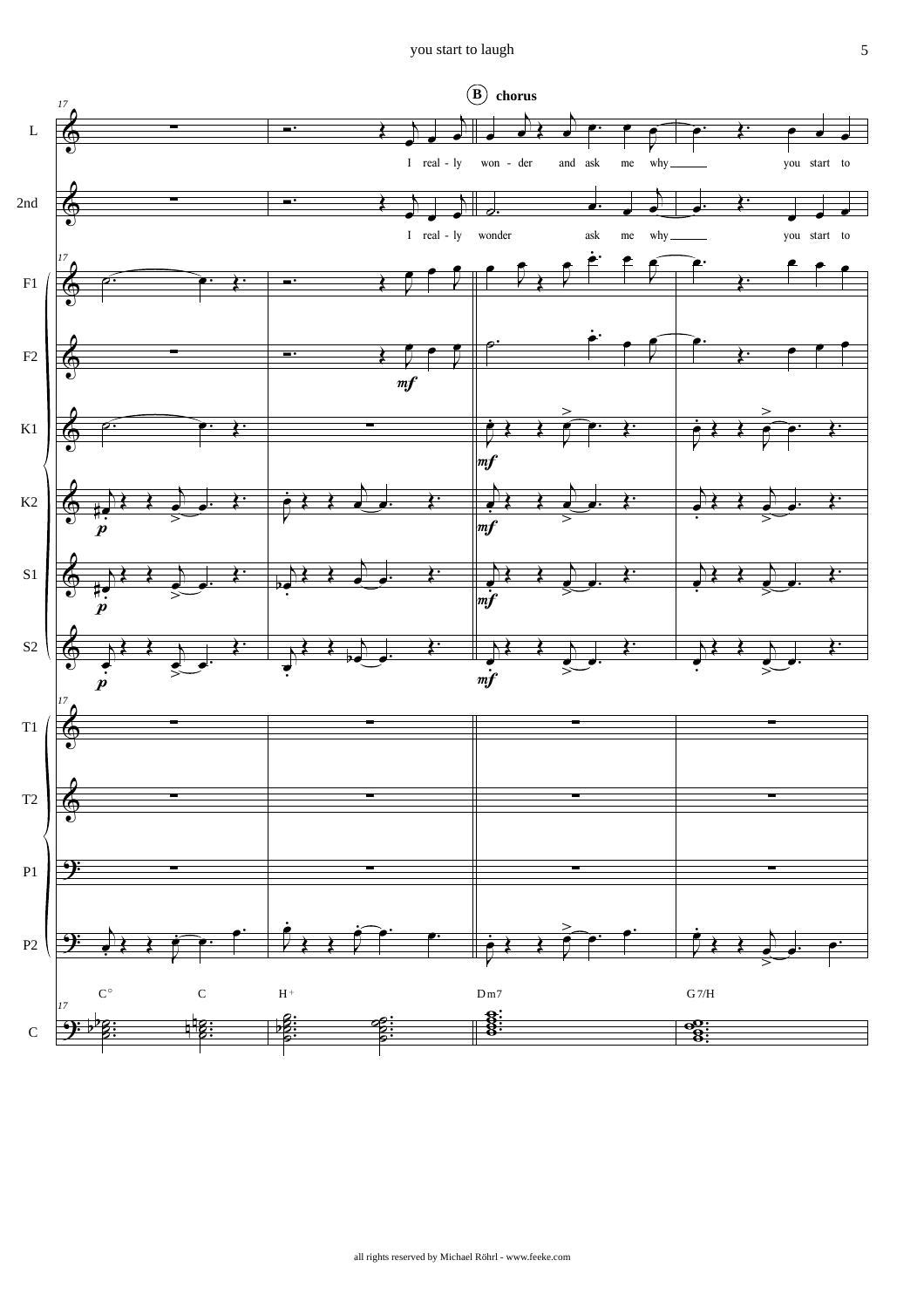**B** **chorus**

L: I real - ly won - der and ask me why ___ you start to

2nd: I real - ly wonder ask me why ___ you start to

C° C H+ Dm7 G7/H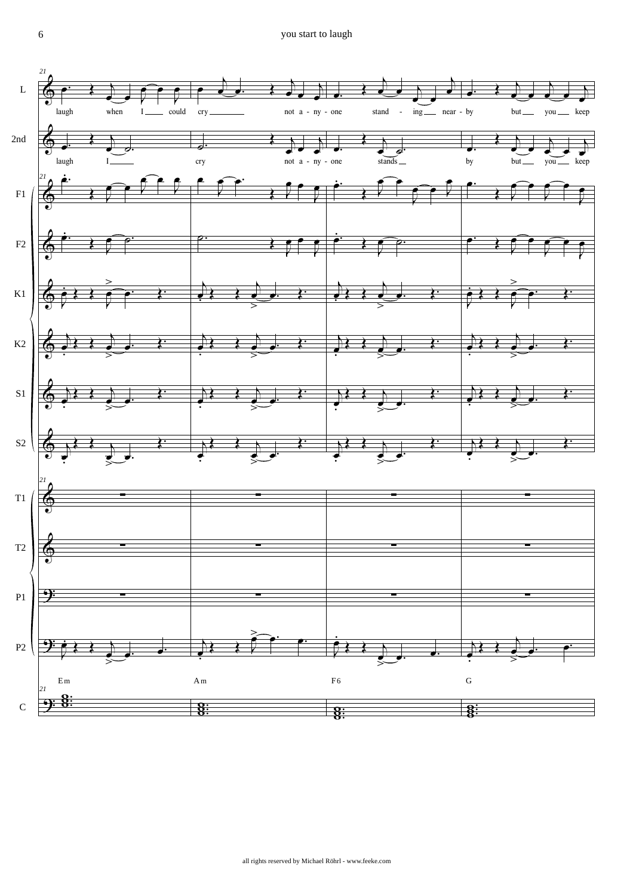laugh when I could cry not a - ny - one stand - ing near - by but you keep

laugh I cry not a - ny - one stands by but you keep

Em Am F6 G

all rights reserved by Michael Röhrl - www.feeke.com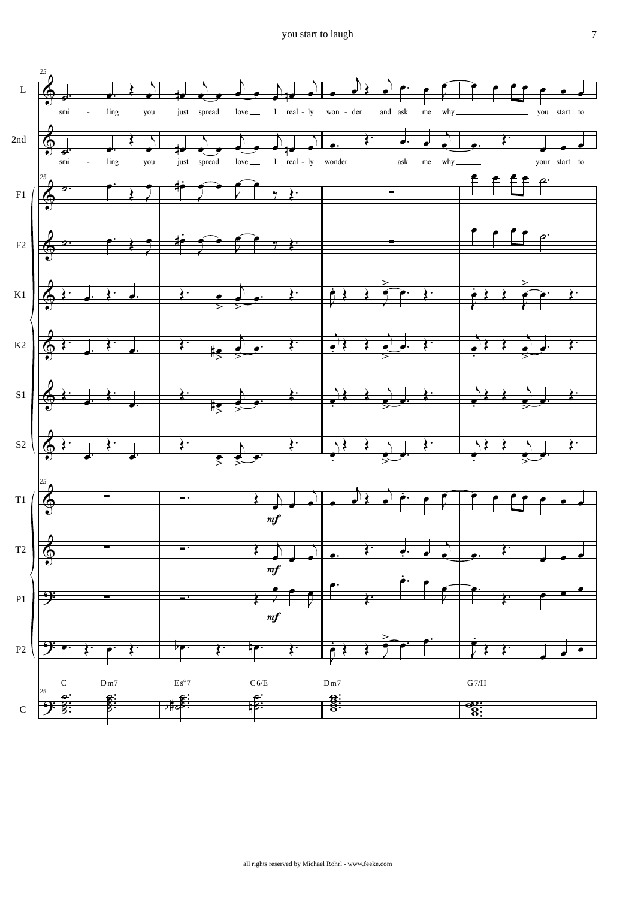L: smi - ling you just spread love I real - ly won - der and ask me why you start to

2nd: smi - ling you just spread love I real - ly wonder ask me why your start to

C: C Dm7 Es°7 C6/E Dm7 G7/H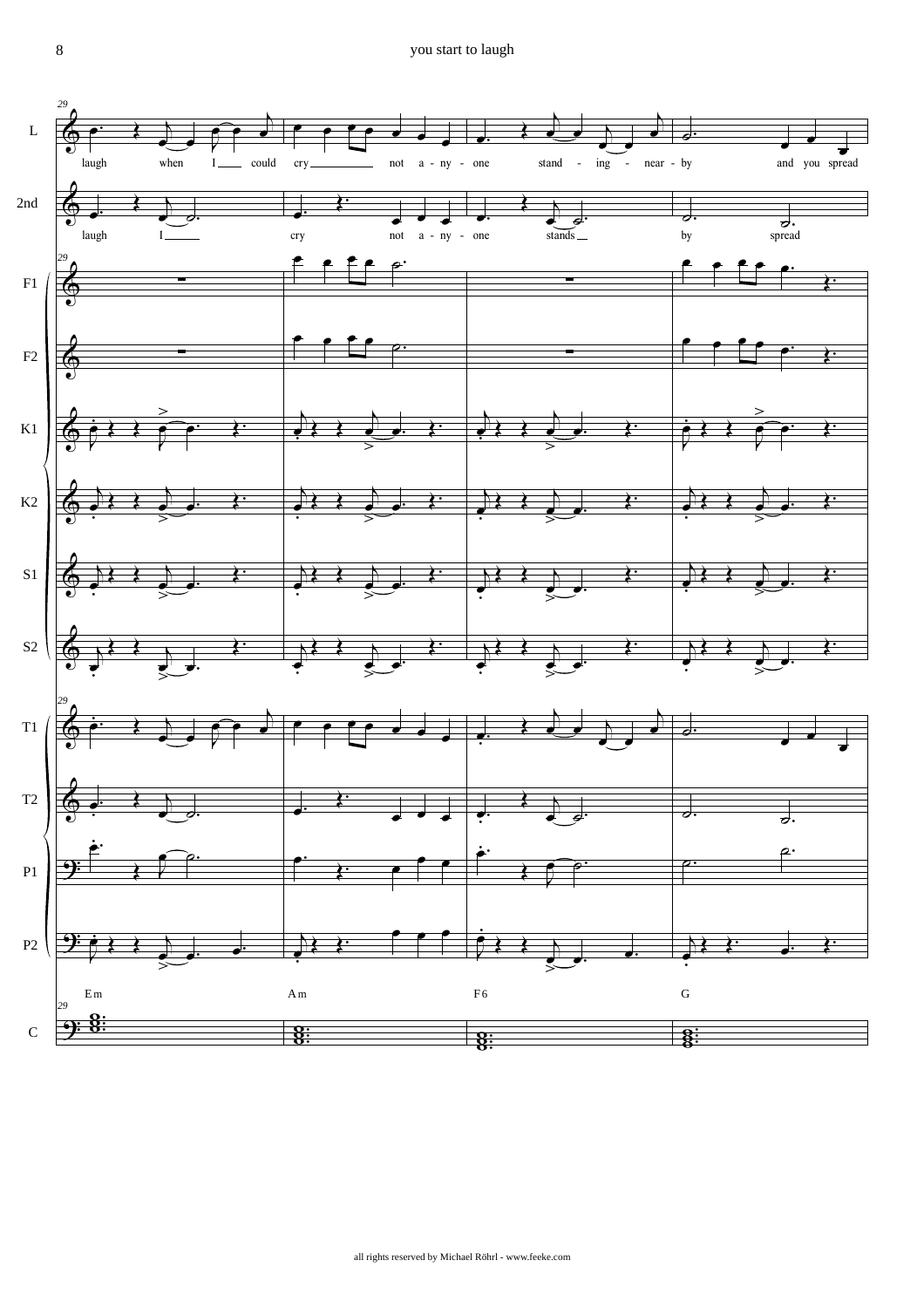laugh when I could cry not a - ny - one stand - ing - near - by and you spread

laugh I cry not a - ny - one stands by spread

Em Am F6 G

all rights reserved by Michael Röhrl - www.feeke.com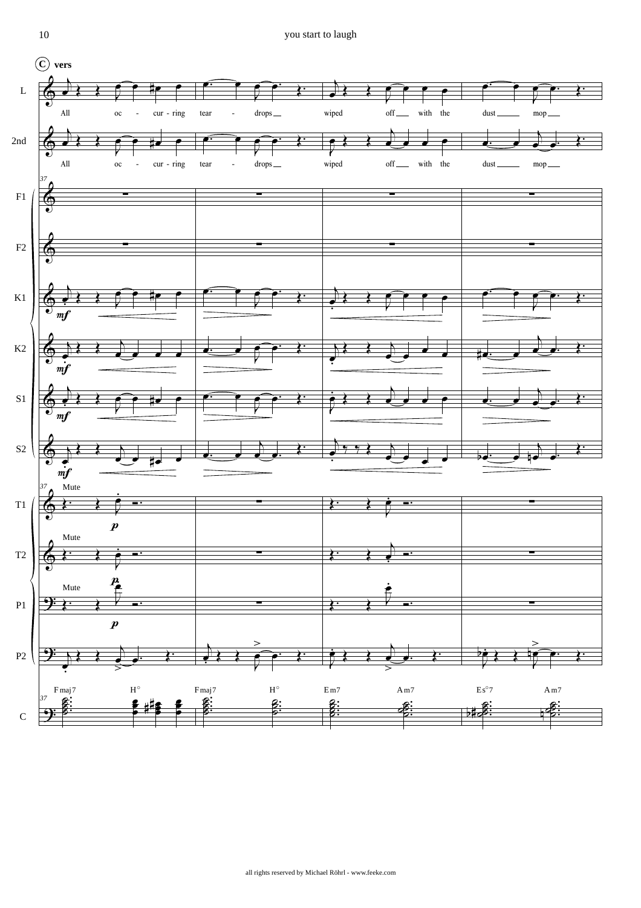**C** vers

All oc - cur - ring tear - drops wiped off with the dust mop

All oc - cur - ring tear - drops wiped off with the dust mop

Fmaj7 H° Fmaj7 H° Em7 Am7 Es°7 Am7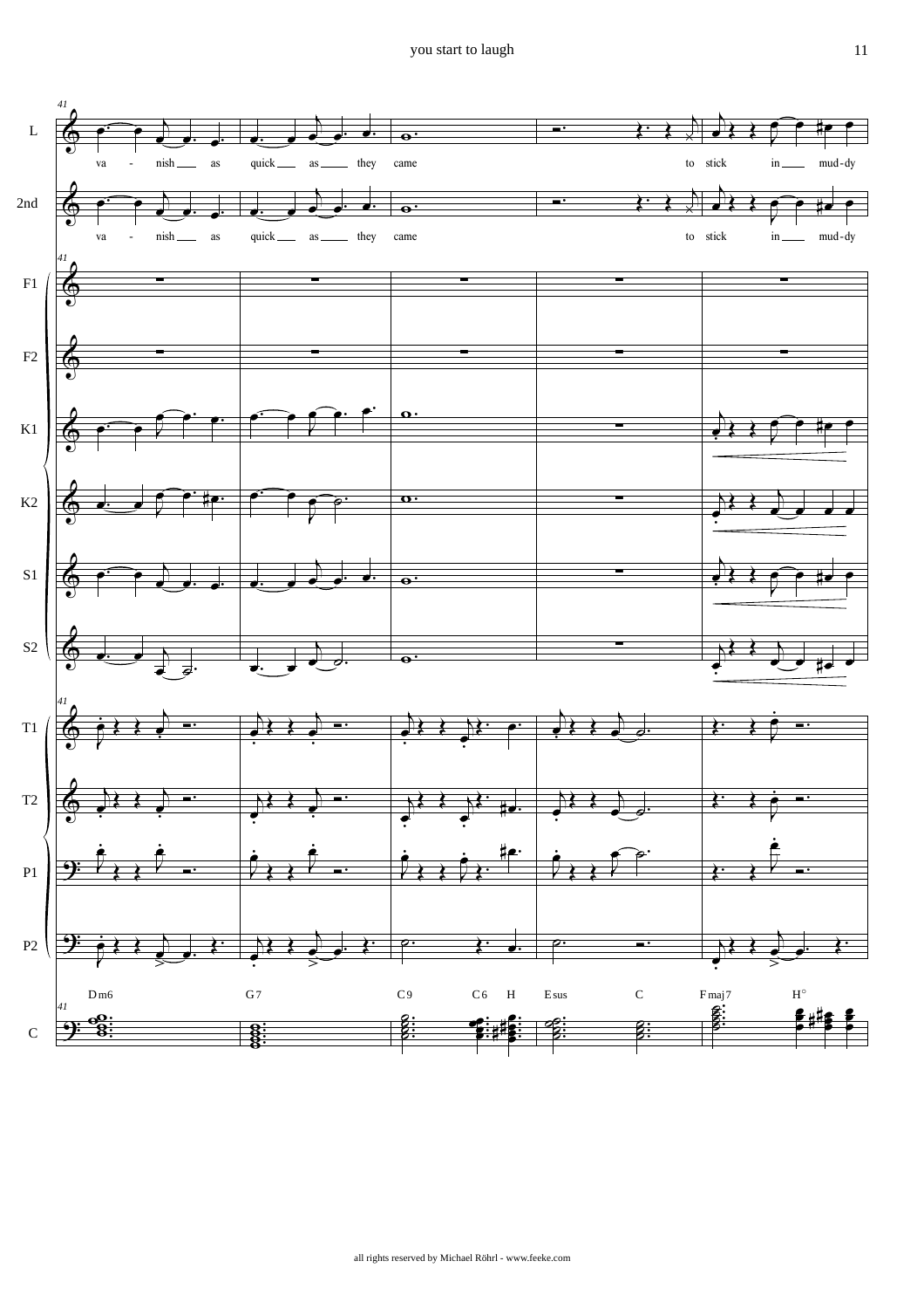va - nish as quick as they came to stick in mud-dy

va - nish as quick as they came to stick in mud-dy

Dm6 G7 C9 C6 H Esus C Fmaj7 H°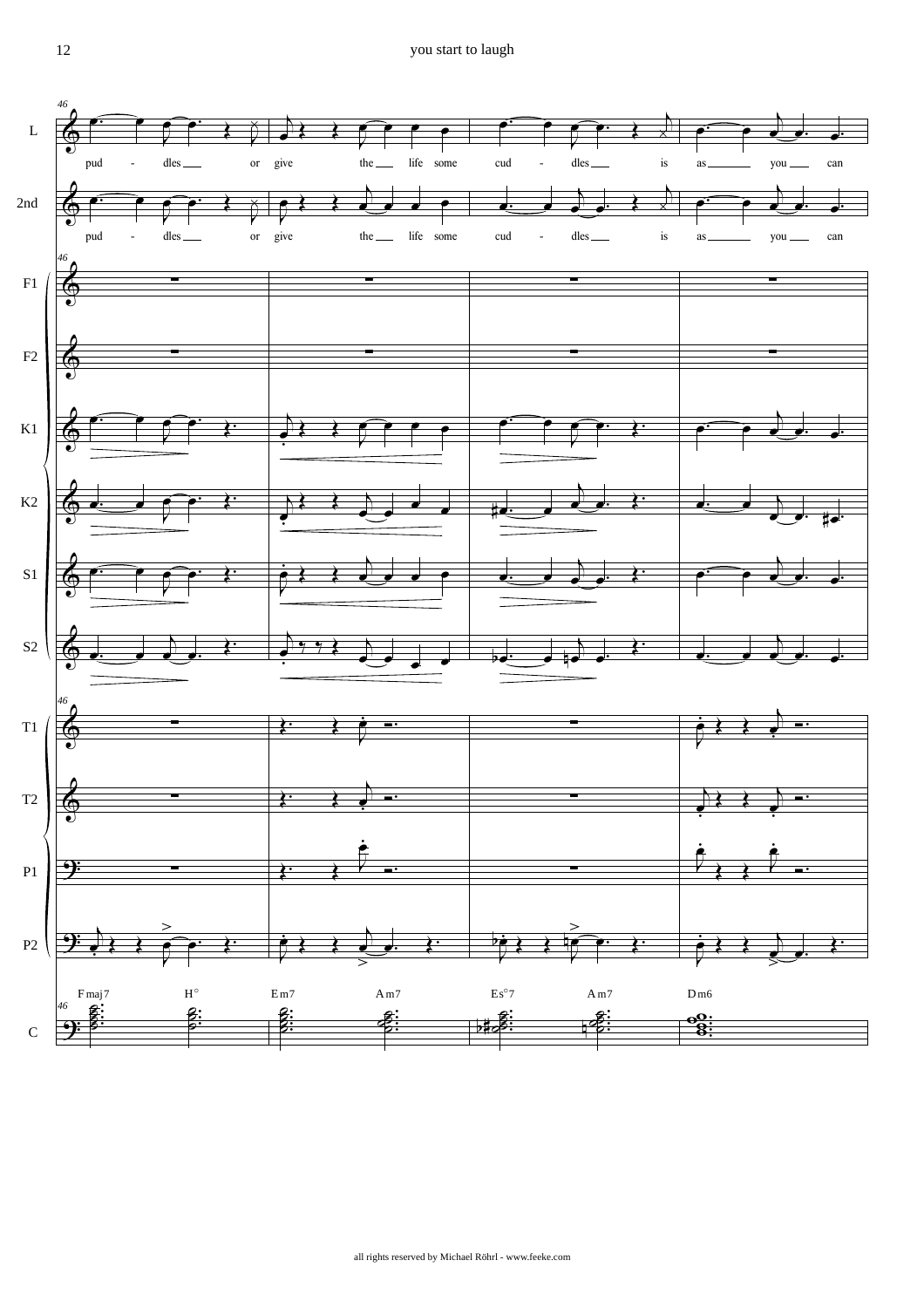pud - dles or give the life some cud - dles is as you can

pud - dles or give the life some cud - dles is as you can

Fmaj7 H° Em7 Am7 Es°7 Am7 Dm6

all rights reserved by Michael Röhrl - www.feeke.com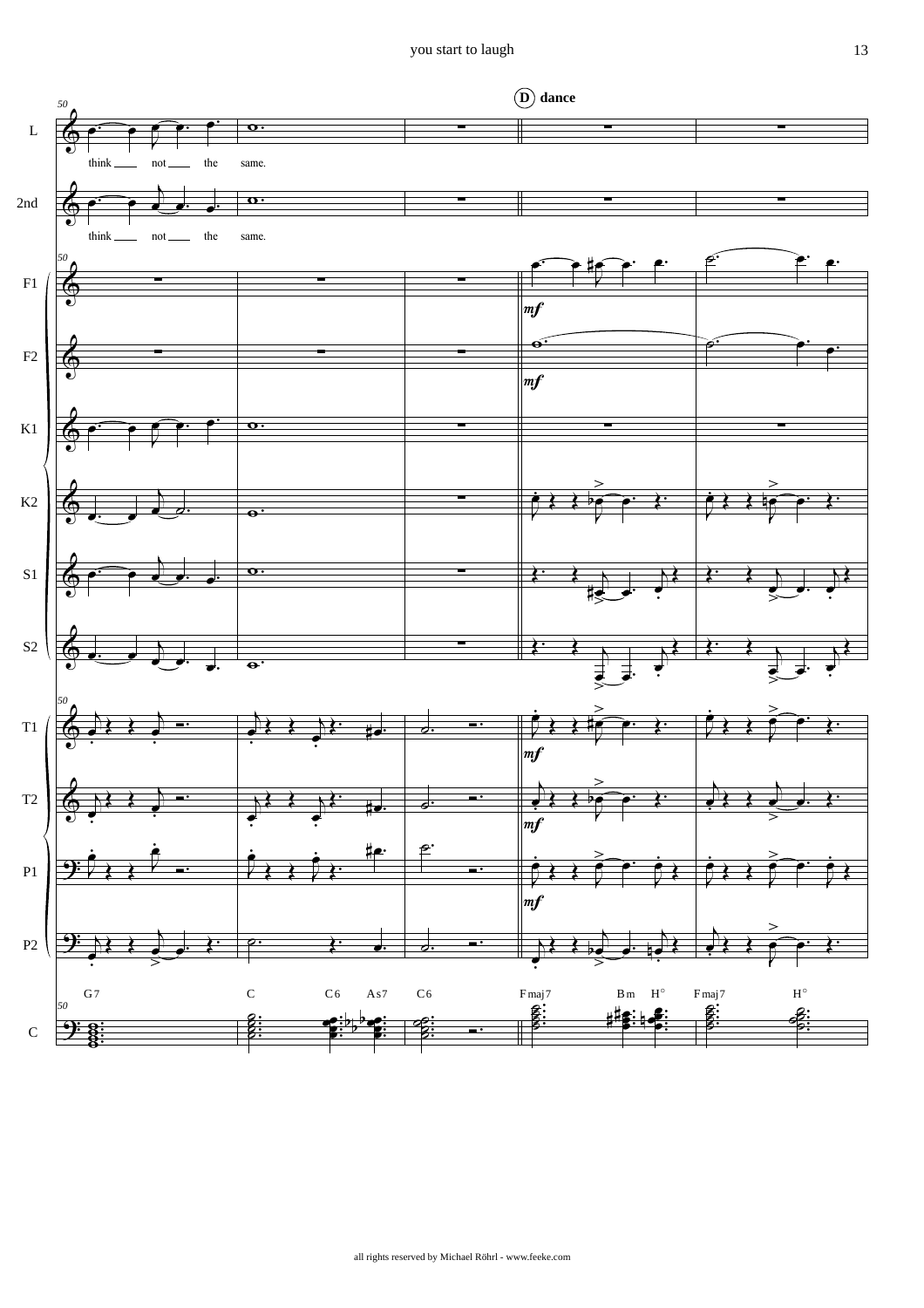**D** dance

think not the same.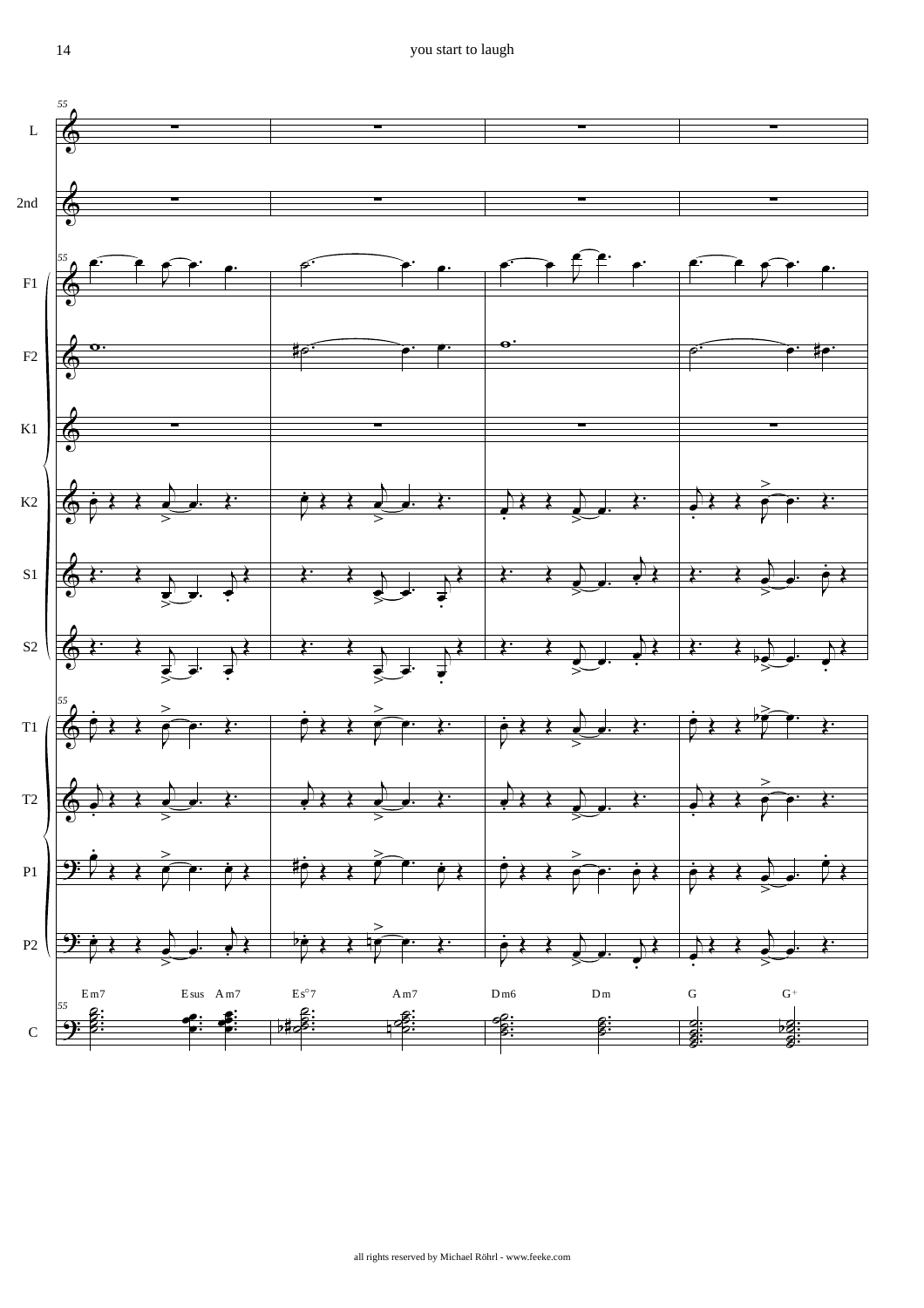| Em7 | Esus Am7 | Es°7 | Am7 | Dm6 | Dm | G | G+ |
| --- | --- | --- | --- | --- | --- | --- | --- |

all rights reserved by Michael Röhrl - www.feeke.com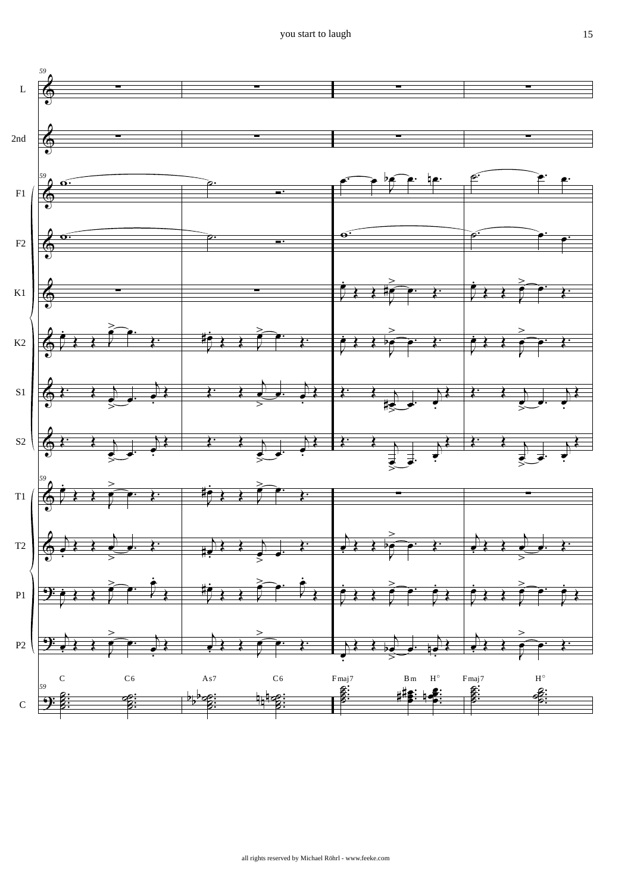L

2nd

F1

F2

K1

K2

S1

S2

T1

T2

P1

P2

C6 | As7 | C6 | Fmaj7 | Bm | H° | Fmaj7 | H°

C

all rights reserved by Michael Röhrl - www.feeke.com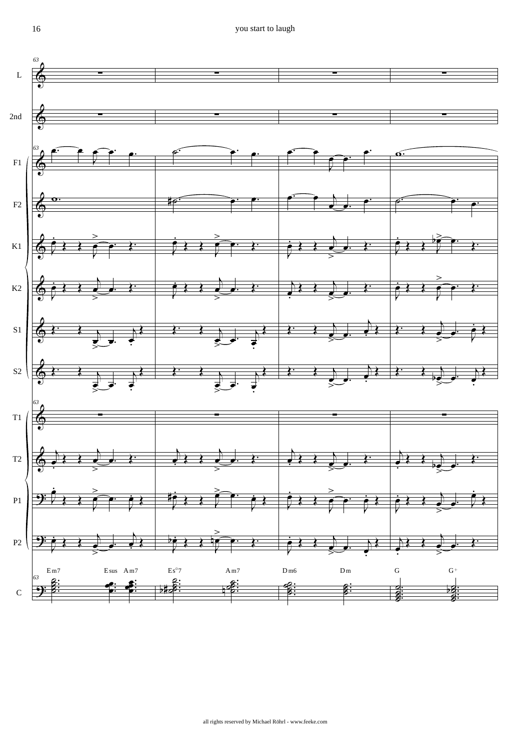L

2nd

F1

F2

K1

K2

S1

S2

T1

T2

P1

P2

Em7 Esus Am7 Es○7 Am7 Dm6 Dm G G+

C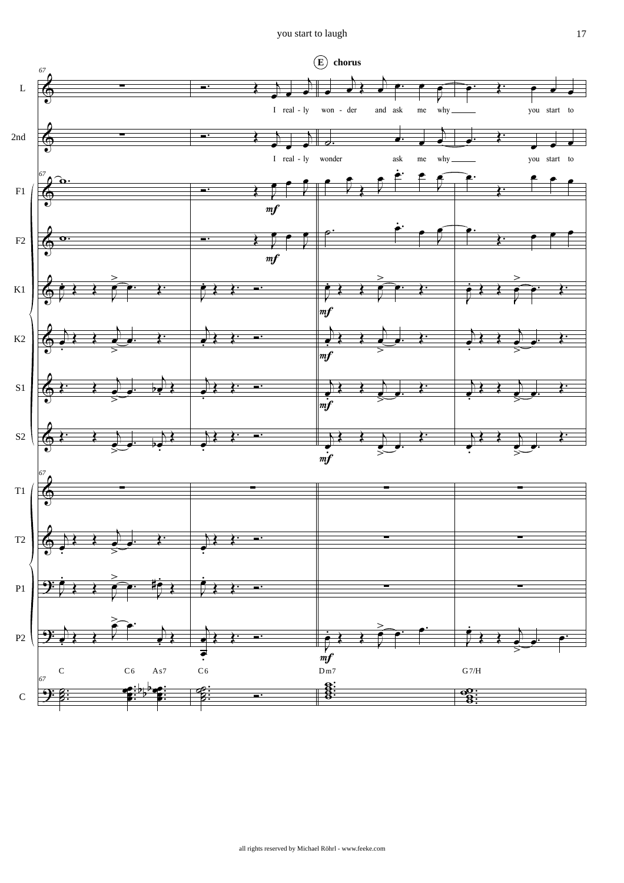**E** **chorus**

I real - ly won - der and ask me why you start to

I real - ly wonder ask me why you start to

C C6 As7 C6 Dm7 G7/H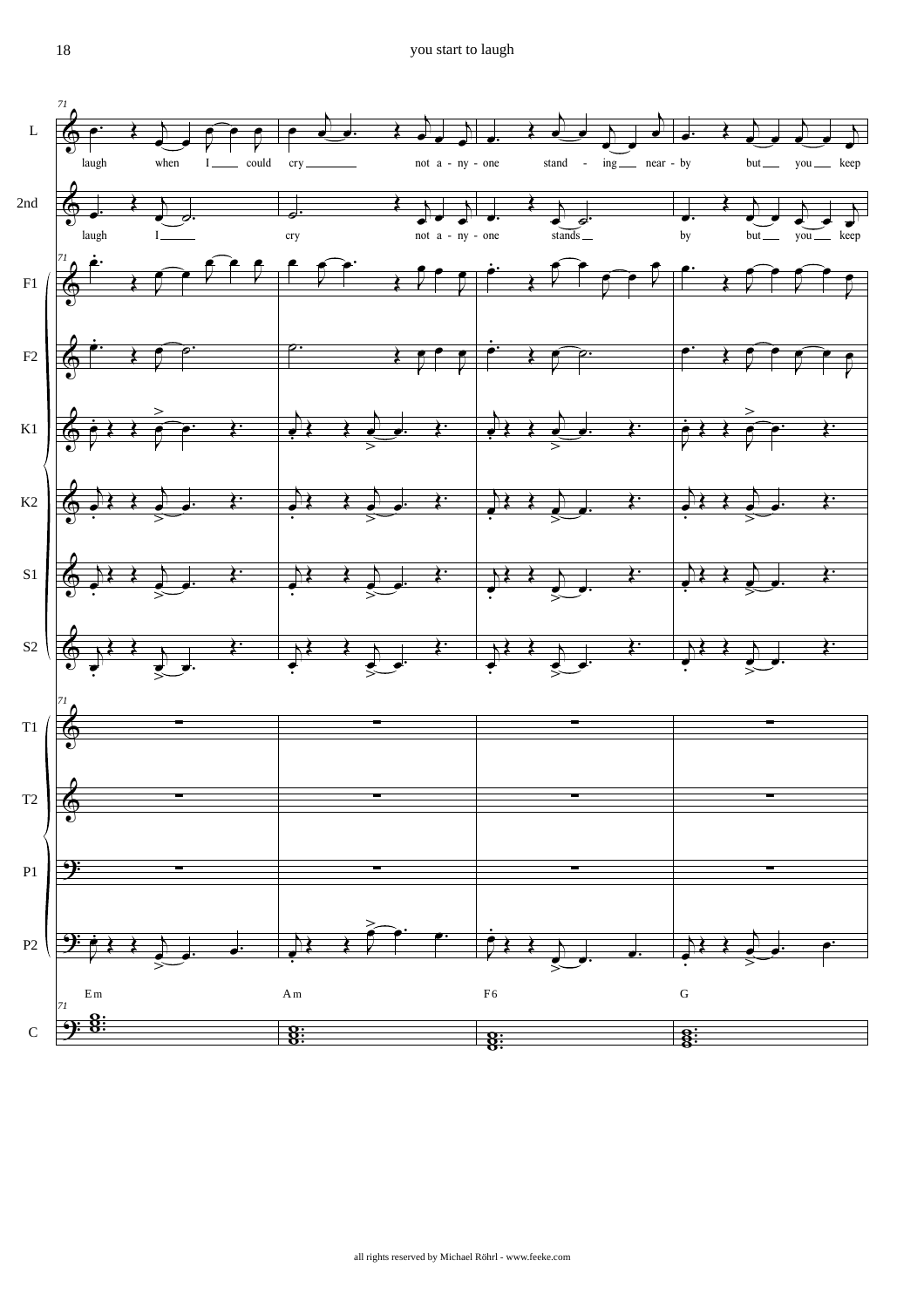laugh when I \_\_\_\_ could cry \_\_\_\_\_\_\_\_ not a - ny - one stand - ing \_\_\_ near - by but \_\_\_ you \_\_\_ keep

laugh I \_\_\_\_\_\_ cry not a - ny - one stands \_\_ by but \_\_\_ you \_\_\_ keep

Em Am F6 G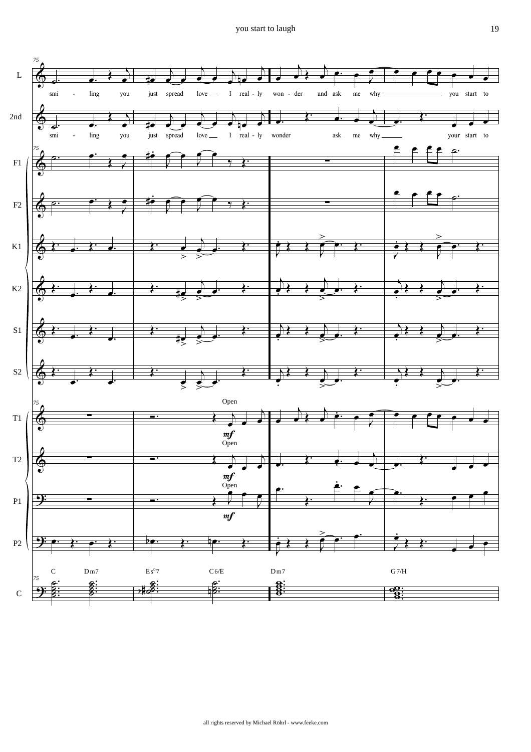you start to laugh

smi - ling you just spread love I real - ly won - der and ask me why you start to

smi - ling you just spread love I real - ly wonder ask me why your start to

Open

*mf*

C Dm7 Es°7 C6/E Dm7 G7/H

all rights reserved by Michael Röhrl - www.feeke.com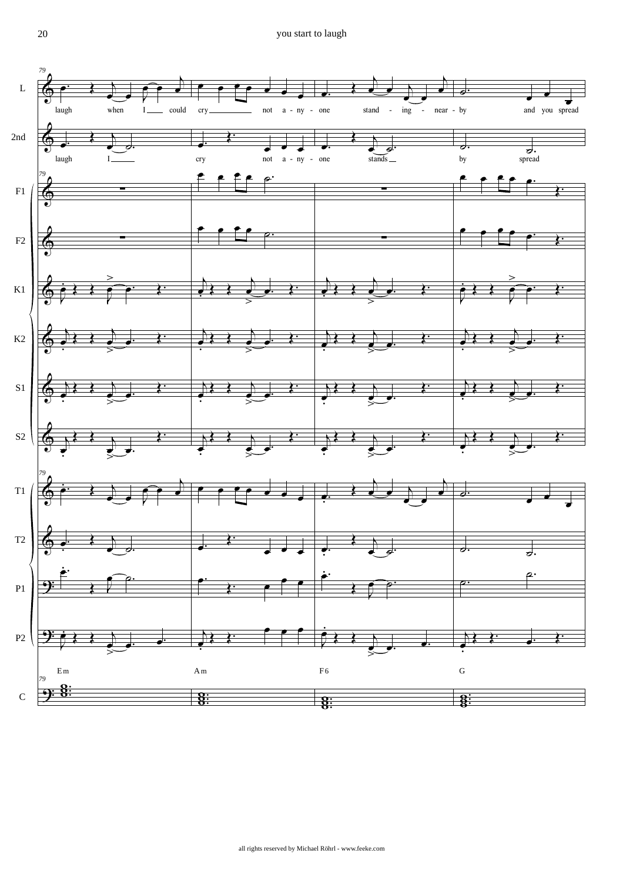| | | | |
|---|---|---|---|
| Em | Am | F6 | G |

L: laugh when I could cry not a - ny - one stand - ing - near - by and you spread

2nd: laugh I cry not a - ny - one stands by spread

all rights reserved by Michael Röhrl - www.feeke.com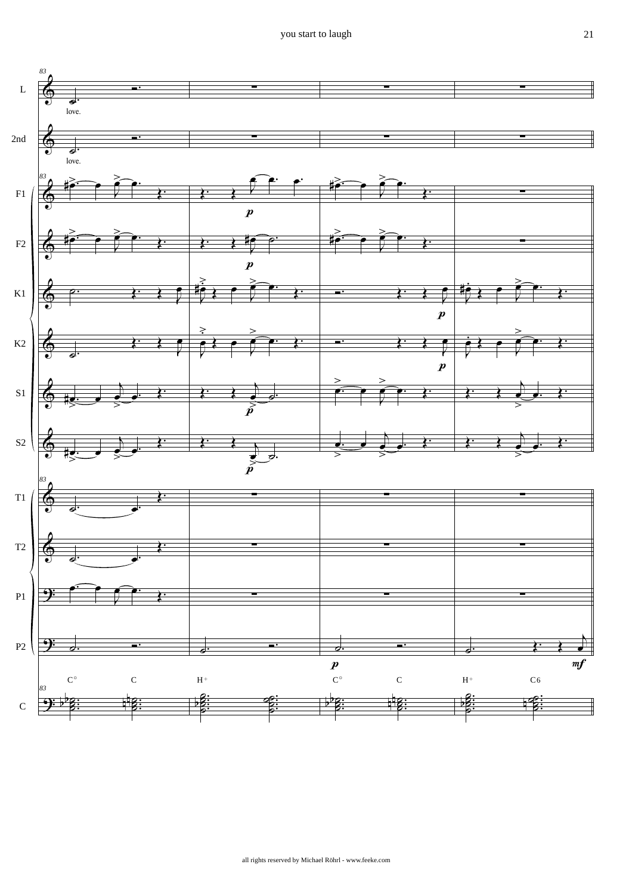L — love.

2nd — love.

F1, F2, K1, K2, S1, S2, T1, T2, P1, P2, C

C° C H+ C° C H+ C6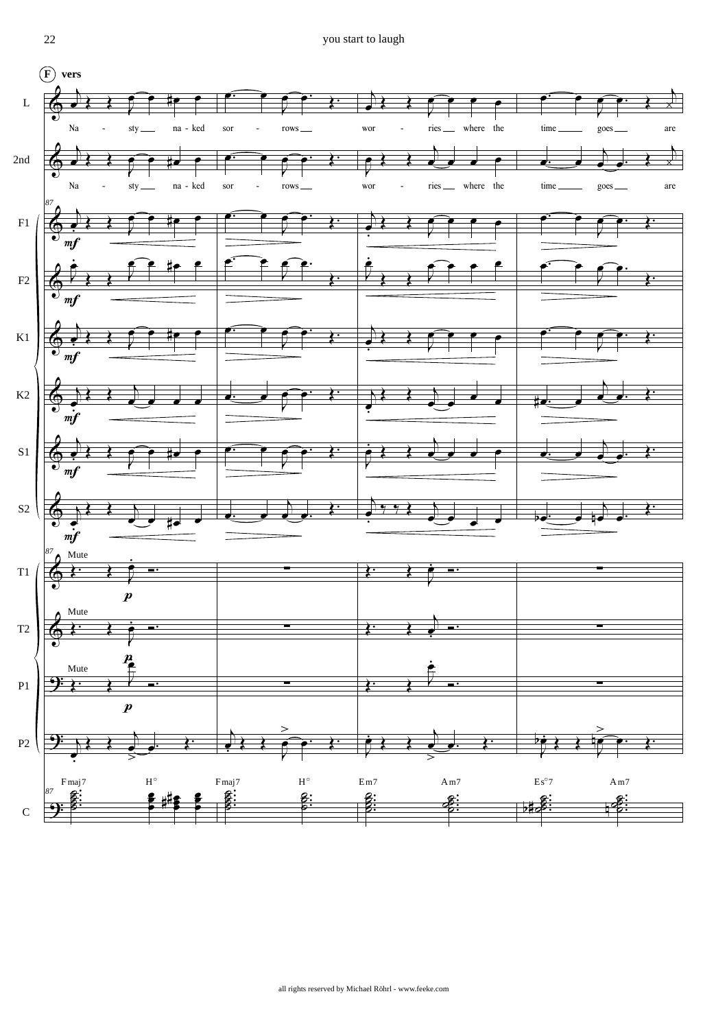**F** vers

L: Na - sty na - ked sor - rows wor - ries where the time goes are

2nd: Na - sty na - ked sor - rows wor - ries where the time goes are

87

F1 *mf*

F2 *mf*

K1 *mf*

K2 *mf*

S1 *mf*

S2 *mf*

T1 Mute *p*

T2 Mute *p*

P1 Mute *p*

P2

C: Fmaj7 H° Fmaj7 H° Em7 Am7 Es°7 Am7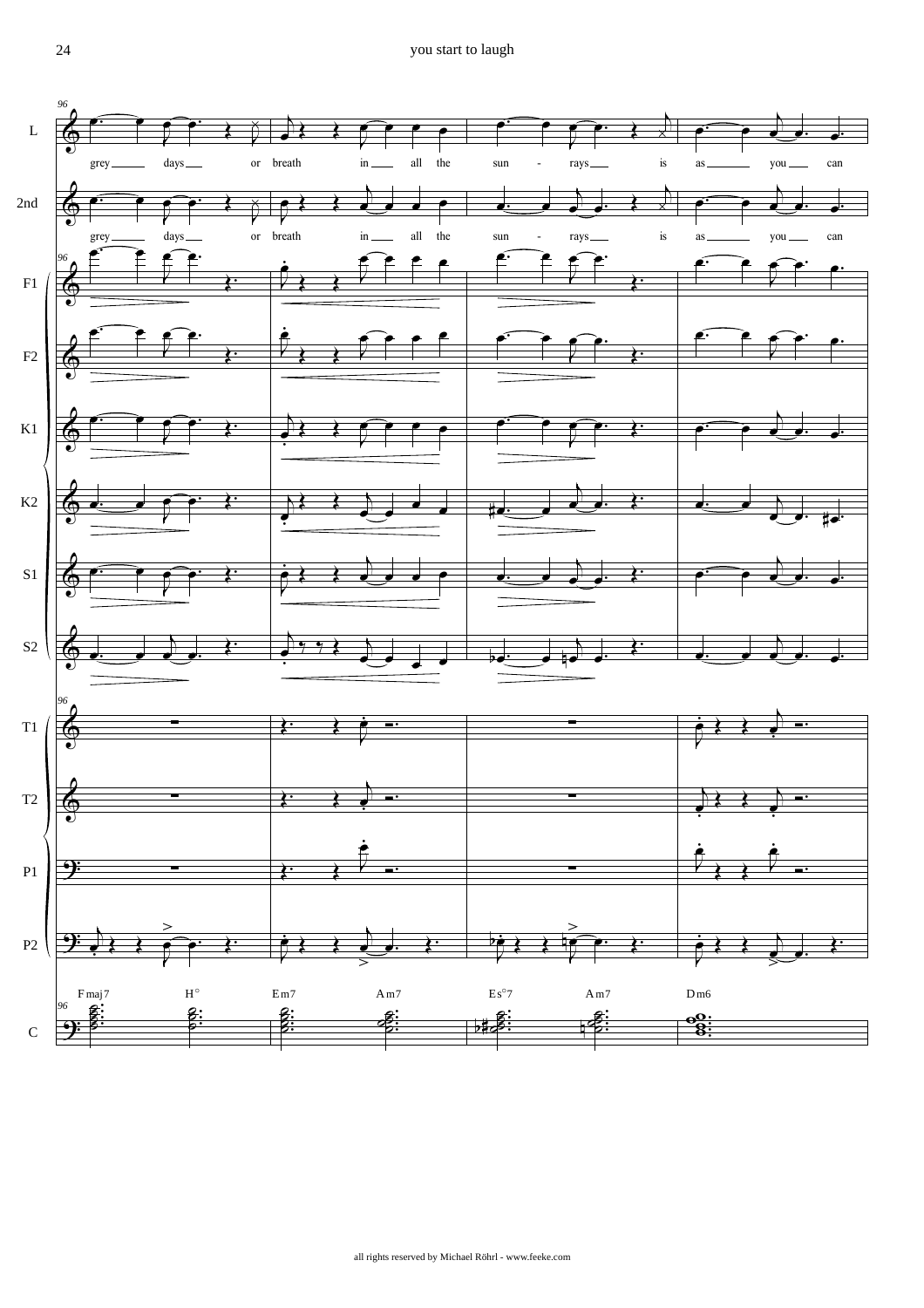| L | grey | days | or | breath | in | all | the | sun | - | rays | is | as | you | can |
|---|---|---|---|---|---|---|---|---|---|---|---|---|---|---|
| 2nd | grey | days | or | breath | in | all | the | sun | - | rays | is | as | you | can |

Fmaj7 H° Em7 Am7 Es°7 Am7 Dm6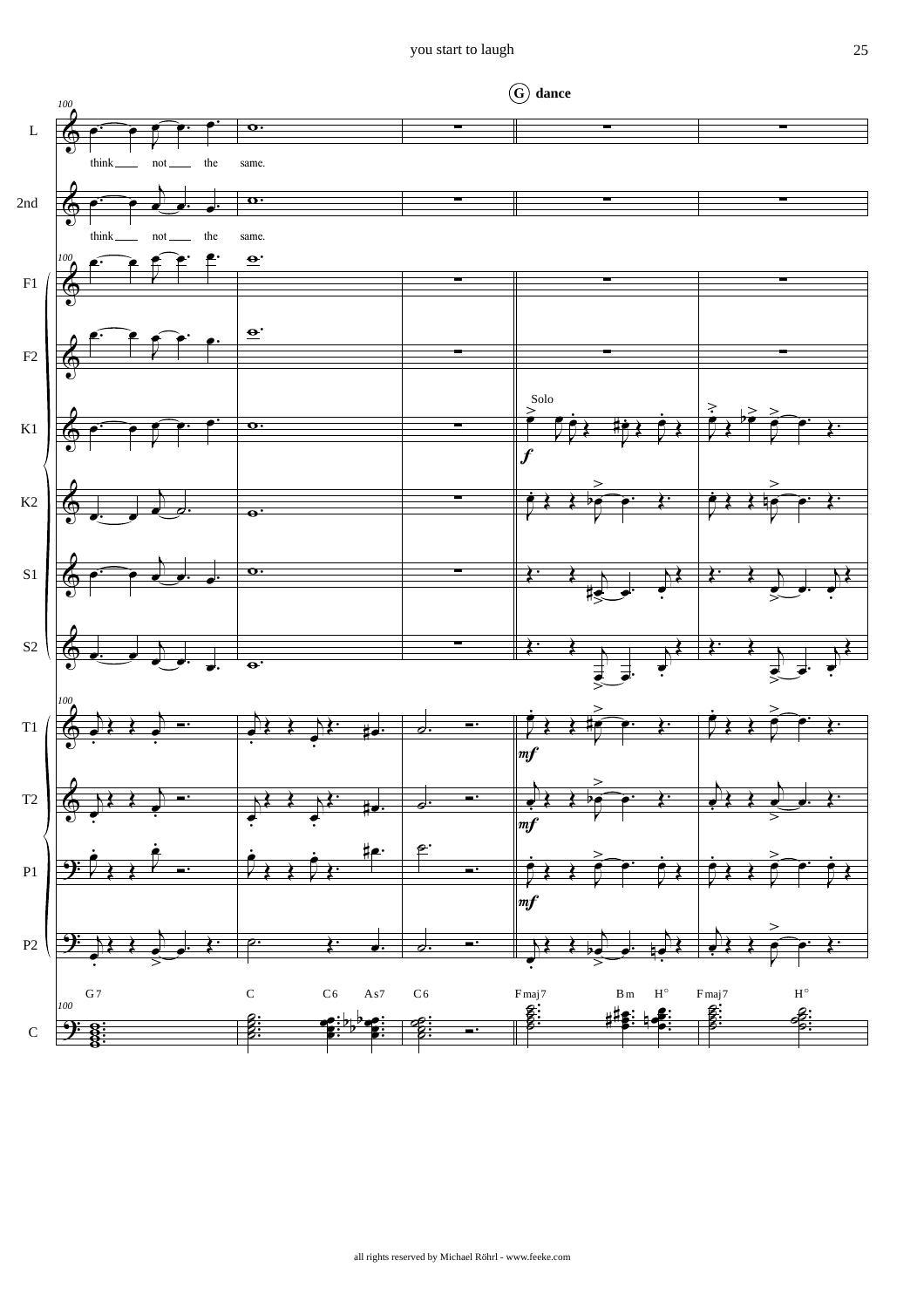**G** **dance**

think not the same.

think not the same.

Solo

G7 C C6 As7 C6 Fmaj7 Bm H° Fmaj7 H°

all rights reserved by Michael Röhrl - www.feeke.com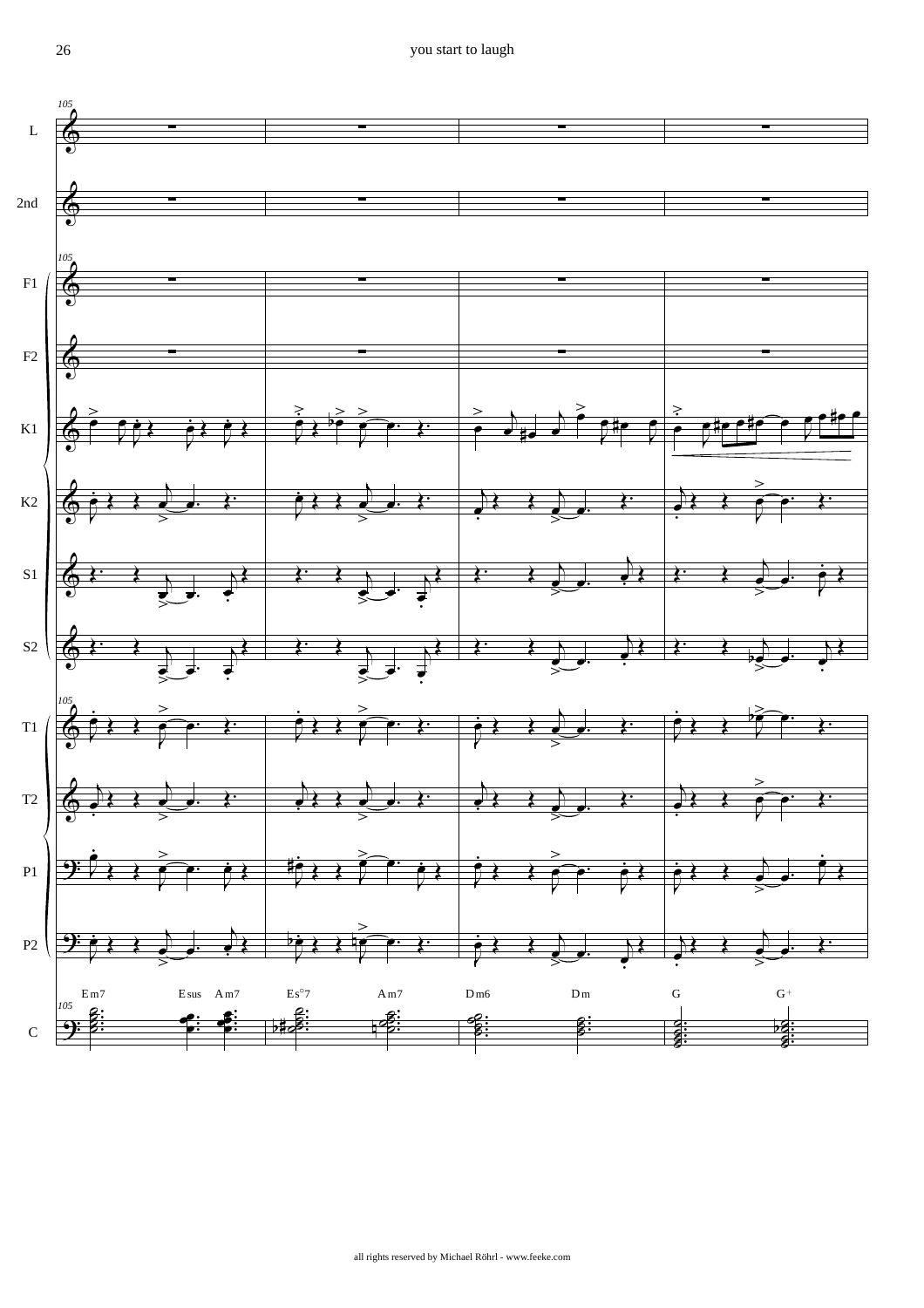L

2nd

F1

F2

K1

K2

S1

S2

T1

T2

P1

P2

C

Em7 Esus Am7 Es°7 Am7 Dm6 Dm G G+

all rights reserved by Michael Röhrl - www.feeke.com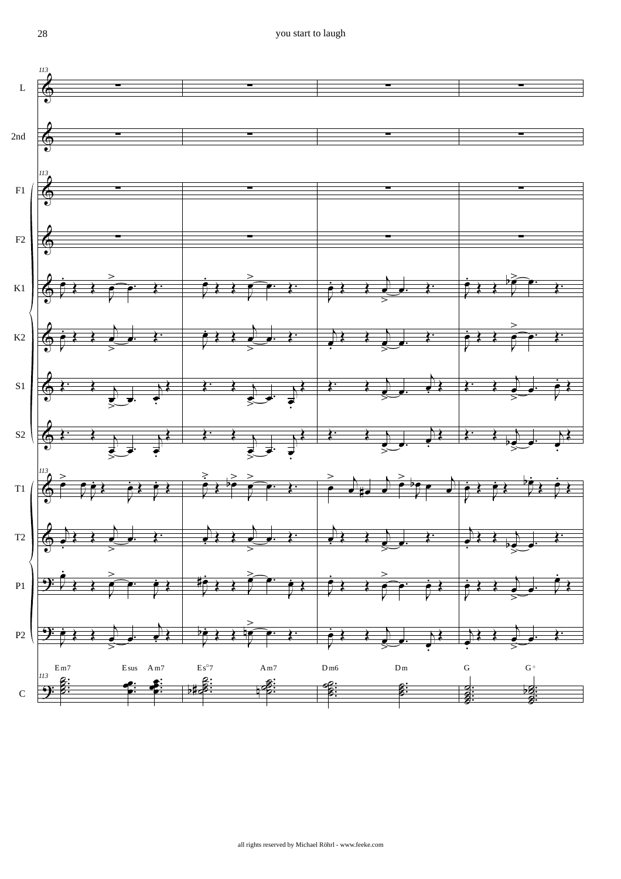113

L

2nd

F1

F2

K1

K2

S1

S2

T1

T2

P1

P2

Em7 Esus Am7 | Es°7 Am7 | Dm6 Dm | G G+

C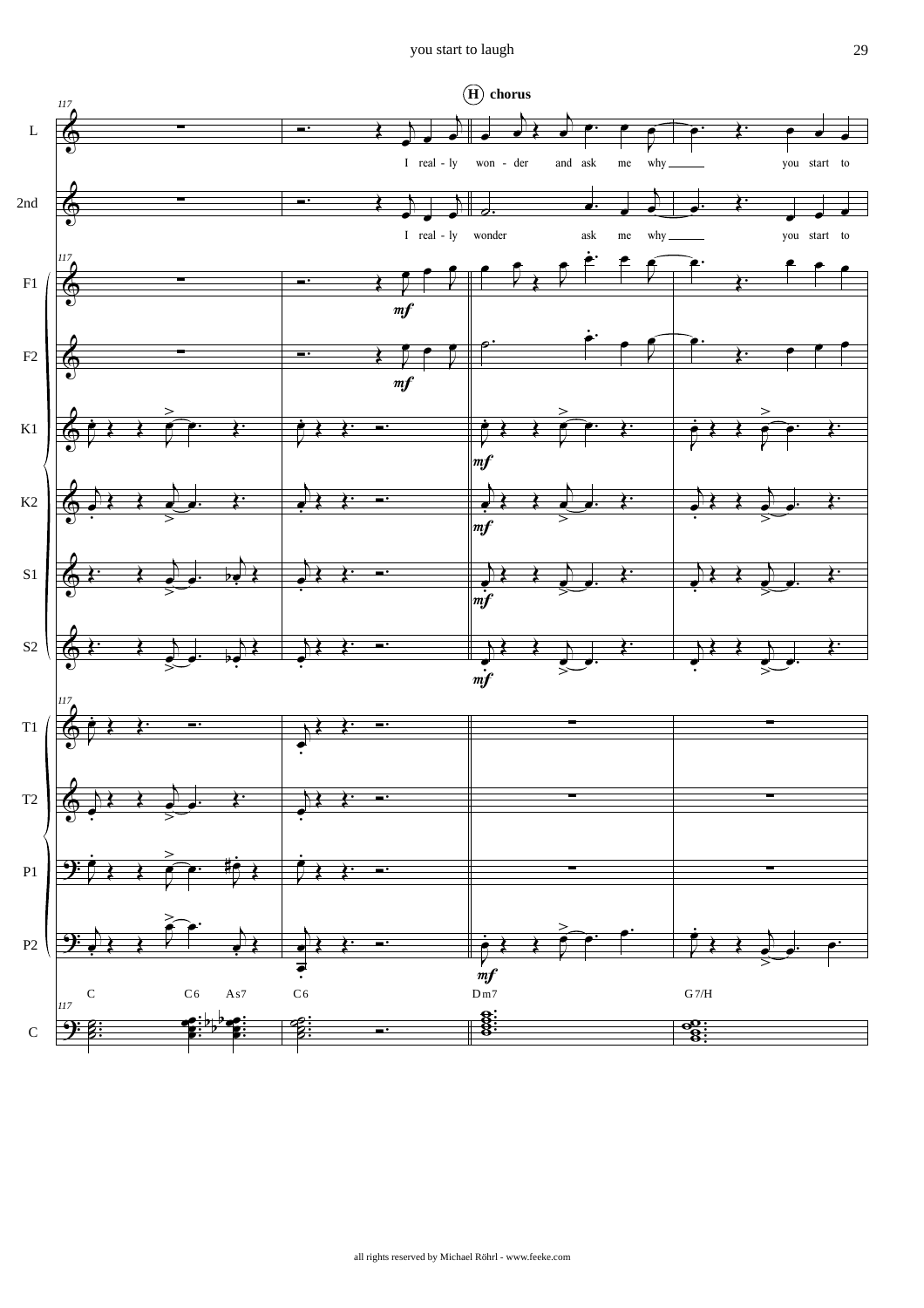**H** chorus

I real - ly won - der and ask me why you start to

I real - ly wonder ask me why you start to

C C6 As7 C6 Dm7 G7/H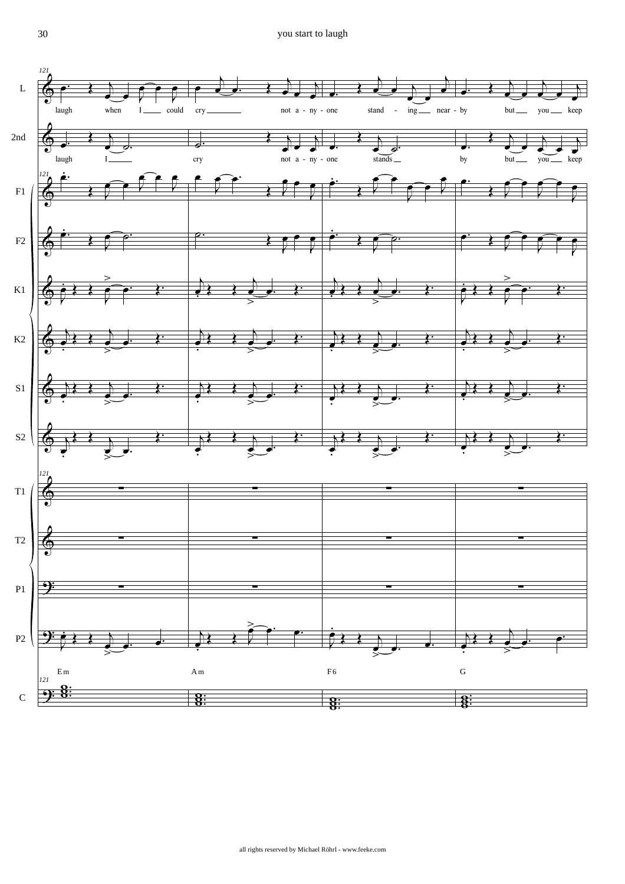laugh when I ___ could cry ________ not a - ny - one stand - ing ___ near - by but ___ you ___ keep

laugh I ______ cry not a - ny - one stands __ by but ___ you ___ keep

Em Am F6 G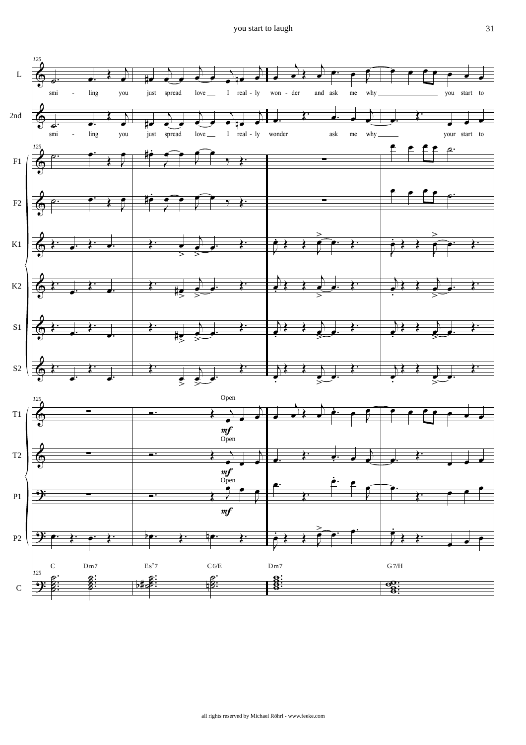L: smi - ling you just spread love I real - ly won - der and ask me why you start to

2nd: smi - ling you just spread love I real - ly wonder ask me why your start to

T1: Open *mf*

T2: Open *mf*

P1: Open *mf*

C: C Dm7 Es°7 C6/E Dm7 G7/H

all rights reserved by Michael Röhrl - www.feeke.com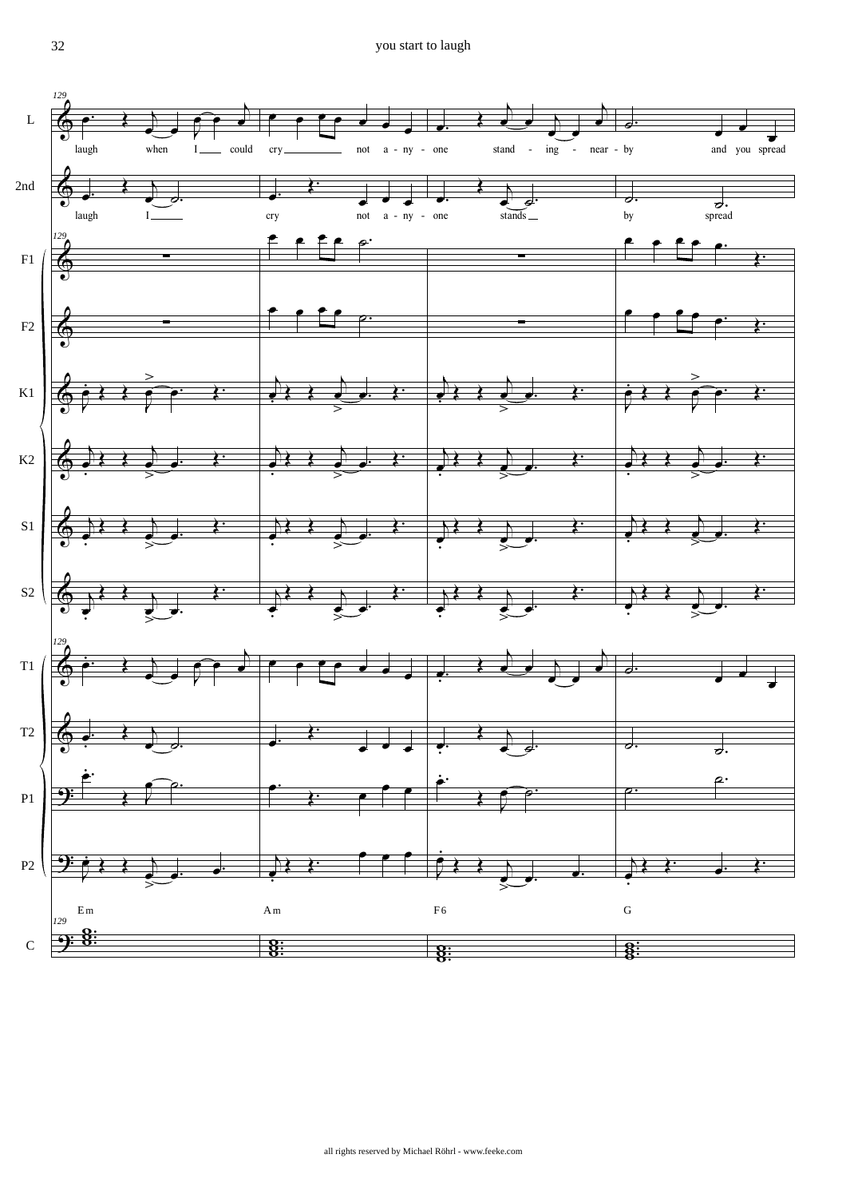laugh when I could cry not a - ny - one stand - ing - near - by and you spread

laugh I cry not a - ny - one stands by spread

Em Am F6 G

all rights reserved by Michael Röhrl - www.feeke.com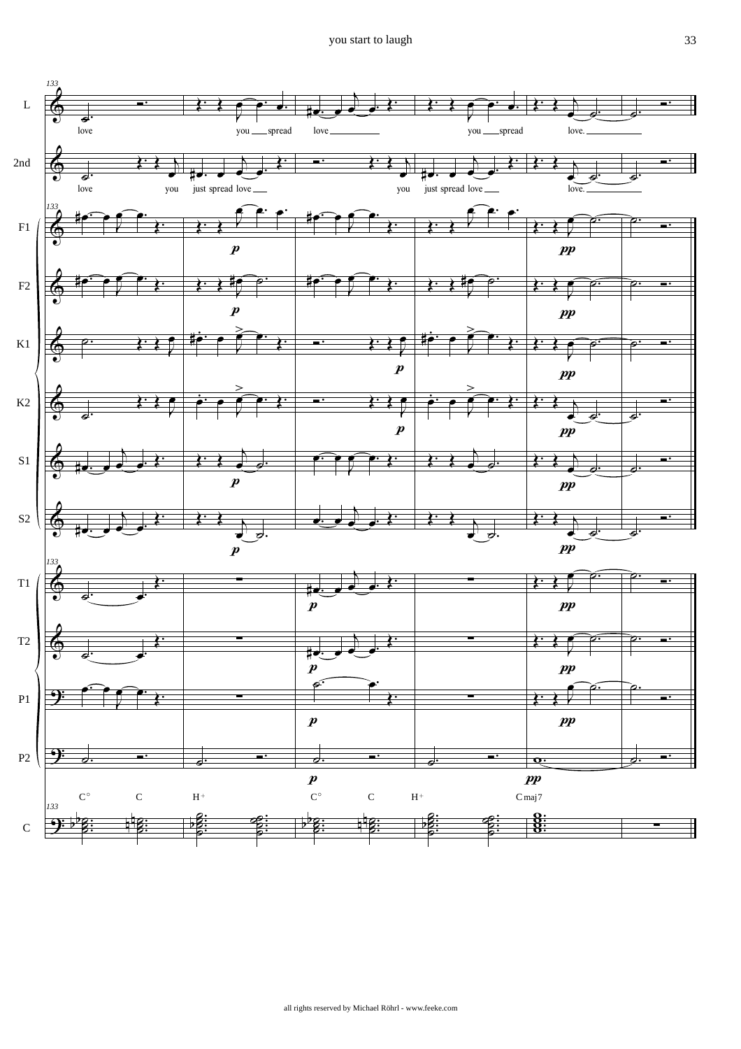L

love you spread love you spread love.

2nd

love you just spread love you just spread love love.

F1

F2

K1

K2

S1

S2

T1

T2

P1

P2

C° C H⁺ C° C H⁺ Cmaj7

C

all rights reserved by Michael Röhrl - www.feeke.com